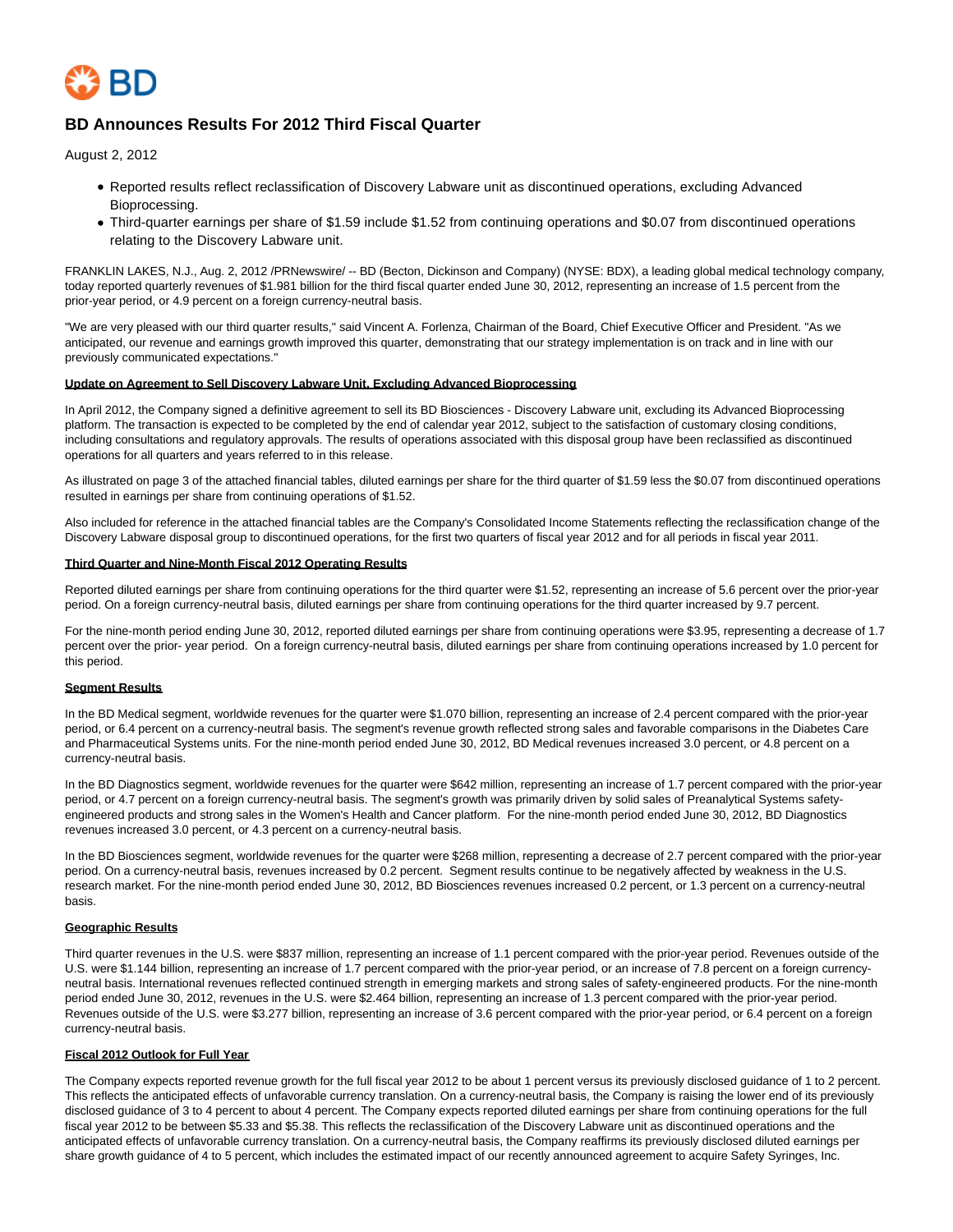BD

# BD Announces Results For 2012 Third Fiscal Quarter

August 2, 2012

- Reported results reflect reclassification of Discovery Labware unit as discontinued operations, excluding Advanced Bioprocessing.
- Third-quarter earnings per share of $1.59 include $1.52 from continuing operations and $0.07 from discontinued operations relating to the Discovery Labware unit.

FRANKLIN LAKES, N.J., Aug. 2, 2012 /PRNewswire/ -- BD (Becton, Dickinson and Company) (NYSE: BDX), a leading global medical technology company, today reported quarterly revenues of $1.981 billion for the third fiscal quarter ended June 30, 2012, representing an increase of 1.5 percent from the prior-year period, or 4.9 percent on a foreign currency-neutral basis.

"We are very pleased with our third quarter results," said Vincent A. Forlenza, Chairman of the Board, Chief Executive Officer and President. "As we anticipated, our revenue and earnings growth improved this quarter, demonstrating that our strategy implementation is on track and in line with our previously communicated expectations."

**Update on Agreement to Sell Discovery Labware Unit, Excluding Advanced Bioprocessing**

In April 2012, the Company signed a definitive agreement to sell its BD Biosciences - Discovery Labware unit, excluding its Advanced Bioprocessing platform. The transaction is expected to be completed by the end of calendar year 2012, subject to the satisfaction of customary closing conditions, including consultations and regulatory approvals. The results of operations associated with this disposal group have been reclassified as discontinued operations for all quarters and years referred to in this release.

As illustrated on page 3 of the attached financial tables, diluted earnings per share for the third quarter of $1.59 less the $0.07 from discontinued operations resulted in earnings per share from continuing operations of $1.52.

Also included for reference in the attached financial tables are the Company's Consolidated Income Statements reflecting the reclassification change of the Discovery Labware disposal group to discontinued operations, for the first two quarters of fiscal year 2012 and for all periods in fiscal year 2011.

**Third Quarter and Nine-Month Fiscal 2012 Operating Results**

Reported diluted earnings per share from continuing operations for the third quarter were $1.52, representing an increase of 5.6 percent over the prior-year period. On a foreign currency-neutral basis, diluted earnings per share from continuing operations for the third quarter increased by 9.7 percent.

For the nine-month period ending June 30, 2012, reported diluted earnings per share from continuing operations were $3.95, representing a decrease of 1.7 percent over the prior- year period. On a foreign currency-neutral basis, diluted earnings per share from continuing operations increased by 1.0 percent for this period.

**Segment Results**

In the BD Medical segment, worldwide revenues for the quarter were $1.070 billion, representing an increase of 2.4 percent compared with the prior-year period, or 6.4 percent on a currency-neutral basis. The segment's revenue growth reflected strong sales and favorable comparisons in the Diabetes Care and Pharmaceutical Systems units. For the nine-month period ended June 30, 2012, BD Medical revenues increased 3.0 percent, or 4.8 percent on a currency-neutral basis.

In the BD Diagnostics segment, worldwide revenues for the quarter were $642 million, representing an increase of 1.7 percent compared with the prior-year period, or 4.7 percent on a foreign currency-neutral basis. The segment's growth was primarily driven by solid sales of Preanalytical Systems safety-engineered products and strong sales in the Women's Health and Cancer platform. For the nine-month period ended June 30, 2012, BD Diagnostics revenues increased 3.0 percent, or 4.3 percent on a currency-neutral basis.

In the BD Biosciences segment, worldwide revenues for the quarter were $268 million, representing a decrease of 2.7 percent compared with the prior-year period. On a currency-neutral basis, revenues increased by 0.2 percent. Segment results continue to be negatively affected by weakness in the U.S. research market. For the nine-month period ended June 30, 2012, BD Biosciences revenues increased 0.2 percent, or 1.3 percent on a currency-neutral basis.

**Geographic Results**

Third quarter revenues in the U.S. were $837 million, representing an increase of 1.1 percent compared with the prior-year period. Revenues outside of the U.S. were $1.144 billion, representing an increase of 1.7 percent compared with the prior-year period, or an increase of 7.8 percent on a foreign currency-neutral basis. International revenues reflected continued strength in emerging markets and strong sales of safety-engineered products. For the nine-month period ended June 30, 2012, revenues in the U.S. were $2.464 billion, representing an increase of 1.3 percent compared with the prior-year period. Revenues outside of the U.S. were $3.277 billion, representing an increase of 3.6 percent compared with the prior-year period, or 6.4 percent on a foreign currency-neutral basis.

**Fiscal 2012 Outlook for Full Year**

The Company expects reported revenue growth for the full fiscal year 2012 to be about 1 percent versus its previously disclosed guidance of 1 to 2 percent. This reflects the anticipated effects of unfavorable currency translation. On a currency-neutral basis, the Company is raising the lower end of its previously disclosed guidance of 3 to 4 percent to about 4 percent. The Company expects reported diluted earnings per share from continuing operations for the full fiscal year 2012 to be between $5.33 and $5.38. This reflects the reclassification of the Discovery Labware unit as discontinued operations and the anticipated effects of unfavorable currency translation. On a currency-neutral basis, the Company reaffirms its previously disclosed diluted earnings per share growth guidance of 4 to 5 percent, which includes the estimated impact of our recently announced agreement to acquire Safety Syringes, Inc.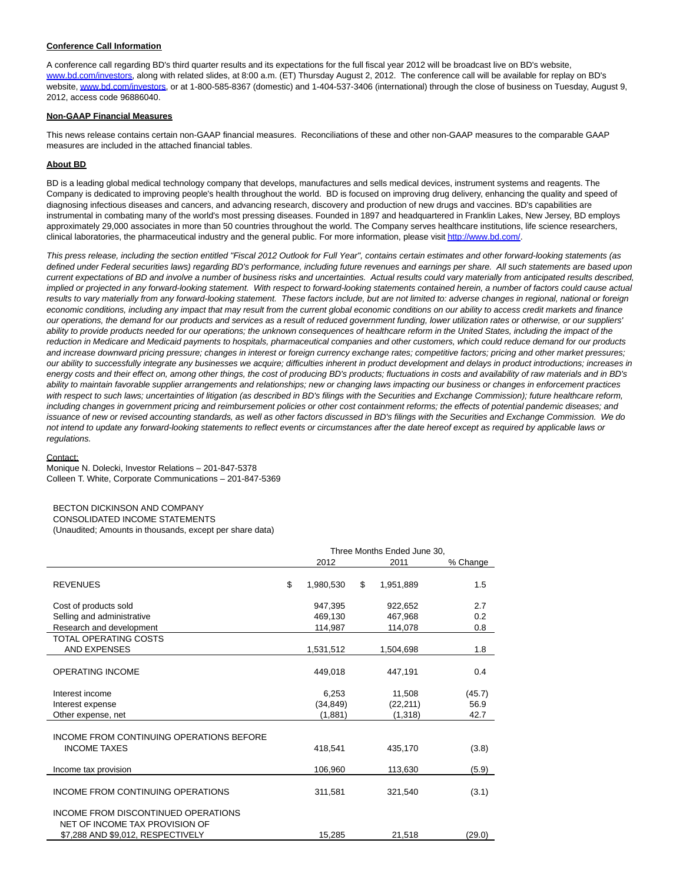**Conference Call Information**

A conference call regarding BD's third quarter results and its expectations for the full fiscal year 2012 will be broadcast live on BD's website, www.bd.com/investors, along with related slides, at 8:00 a.m. (ET) Thursday August 2, 2012. The conference call will be available for replay on BD's website, www.bd.com/investors, or at 1-800-585-8367 (domestic) and 1-404-537-3406 (international) through the close of business on Tuesday, August 9, 2012, access code 96886040.

**Non-GAAP Financial Measures**

This news release contains certain non-GAAP financial measures. Reconciliations of these and other non-GAAP measures to the comparable GAAP measures are included in the attached financial tables.

**About BD**

BD is a leading global medical technology company that develops, manufactures and sells medical devices, instrument systems and reagents. The Company is dedicated to improving people's health throughout the world. BD is focused on improving drug delivery, enhancing the quality and speed of diagnosing infectious diseases and cancers, and advancing research, discovery and production of new drugs and vaccines. BD's capabilities are instrumental in combating many of the world's most pressing diseases. Founded in 1897 and headquartered in Franklin Lakes, New Jersey, BD employs approximately 29,000 associates in more than 50 countries throughout the world. The Company serves healthcare institutions, life science researchers, clinical laboratories, the pharmaceutical industry and the general public. For more information, please visit http://www.bd.com/.

*This press release, including the section entitled "Fiscal 2012 Outlook for Full Year", contains certain estimates and other forward-looking statements (as defined under Federal securities laws) regarding BD's performance, including future revenues and earnings per share. All such statements are based upon current expectations of BD and involve a number of business risks and uncertainties. Actual results could vary materially from anticipated results described, implied or projected in any forward-looking statement. With respect to forward-looking statements contained herein, a number of factors could cause actual results to vary materially from any forward-looking statement. These factors include, but are not limited to: adverse changes in regional, national or foreign economic conditions, including any impact that may result from the current global economic conditions on our ability to access credit markets and finance our operations, the demand for our products and services as a result of reduced government funding, lower utilization rates or otherwise, or our suppliers' ability to provide products needed for our operations; the unknown consequences of healthcare reform in the United States, including the impact of the reduction in Medicare and Medicaid payments to hospitals, pharmaceutical companies and other customers, which could reduce demand for our products and increase downward pricing pressure; changes in interest or foreign currency exchange rates; competitive factors; pricing and other market pressures; our ability to successfully integrate any businesses we acquire; difficulties inherent in product development and delays in product introductions; increases in energy costs and their effect on, among other things, the cost of producing BD's products; fluctuations in costs and availability of raw materials and in BD's ability to maintain favorable supplier arrangements and relationships; new or changing laws impacting our business or changes in enforcement practices with respect to such laws; uncertainties of litigation (as described in BD's filings with the Securities and Exchange Commission); future healthcare reform, including changes in government pricing and reimbursement policies or other cost containment reforms; the effects of potential pandemic diseases; and issuance of new or revised accounting standards, as well as other factors discussed in BD's filings with the Securities and Exchange Commission. We do not intend to update any forward-looking statements to reflect events or circumstances after the date hereof except as required by applicable laws or regulations.*

Contact:
Monique N. Dolecki, Investor Relations – 201-847-5378
Colleen T. White, Corporate Communications – 201-847-5369

BECTON DICKINSON AND COMPANY
CONSOLIDATED INCOME STATEMENTS
(Unaudited; Amounts in thousands, except per share data)

| | Three Months Ended June 30, | | |
|---|---|---|---|
| | 2012 | 2011 | % Change |
| REVENUES | $ 1,980,530 | $ 1,951,889 | 1.5 |
| Cost of products sold | 947,395 | 922,652 | 2.7 |
| Selling and administrative | 469,130 | 467,968 | 0.2 |
| Research and development | 114,987 | 114,078 | 0.8 |
| TOTAL OPERATING COSTS AND EXPENSES | 1,531,512 | 1,504,698 | 1.8 |
| OPERATING INCOME | 449,018 | 447,191 | 0.4 |
| Interest income | 6,253 | 11,508 | (45.7) |
| Interest expense | (34,849) | (22,211) | 56.9 |
| Other expense, net | (1,881) | (1,318) | 42.7 |
| INCOME FROM CONTINUING OPERATIONS BEFORE INCOME TAXES | 418,541 | 435,170 | (3.8) |
| Income tax provision | 106,960 | 113,630 | (5.9) |
| INCOME FROM CONTINUING OPERATIONS | 311,581 | 321,540 | (3.1) |
| INCOME FROM DISCONTINUED OPERATIONS NET OF INCOME TAX PROVISION OF $7,288 AND $9,012, RESPECTIVELY | 15,285 | 21,518 | (29.0) |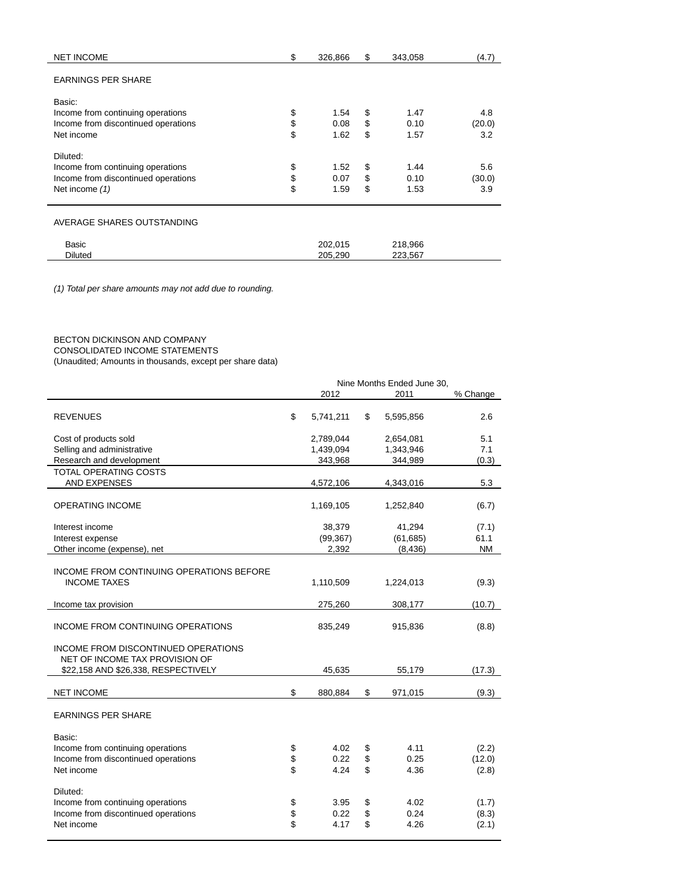| | 2012 | 2011 | % Change |
|---|---|---|---|
| NET INCOME | $ 326,866 | $ 343,058 | (4.7) |
| EARNINGS PER SHARE | | | |
| Basic: | | | |
| Income from continuing operations | $ 1.54 | $ 1.47 | 4.8 |
| Income from discontinued operations | $ 0.08 | $ 0.10 | (20.0) |
| Net income | $ 1.62 | $ 1.57 | 3.2 |
| Diluted: | | | |
| Income from continuing operations | $ 1.52 | $ 1.44 | 5.6 |
| Income from discontinued operations | $ 0.07 | $ 0.10 | (30.0) |
| Net income *(1)* | $ 1.59 | $ 1.53 | 3.9 |
| AVERAGE SHARES OUTSTANDING | | | |
| Basic | 202,015 | 218,966 | |
| Diluted | 205,290 | 223,567 | |

*(1) Total per share amounts may not add due to rounding.*

BECTON DICKINSON AND COMPANY
CONSOLIDATED INCOME STATEMENTS
(Unaudited; Amounts in thousands, except per share data)

| | Nine Months Ended June 30, | | |
|---|---|---|---|
| | 2012 | 2011 | % Change |
| REVENUES | $ 5,741,211 | $ 5,595,856 | 2.6 |
| Cost of products sold | 2,789,044 | 2,654,081 | 5.1 |
| Selling and administrative | 1,439,094 | 1,343,946 | 7.1 |
| Research and development | 343,968 | 344,989 | (0.3) |
| TOTAL OPERATING COSTS AND EXPENSES | 4,572,106 | 4,343,016 | 5.3 |
| OPERATING INCOME | 1,169,105 | 1,252,840 | (6.7) |
| Interest income | 38,379 | 41,294 | (7.1) |
| Interest expense | (99,367) | (61,685) | 61.1 |
| Other income (expense), net | 2,392 | (8,436) | NM |
| INCOME FROM CONTINUING OPERATIONS BEFORE INCOME TAXES | 1,110,509 | 1,224,013 | (9.3) |
| Income tax provision | 275,260 | 308,177 | (10.7) |
| INCOME FROM CONTINUING OPERATIONS | 835,249 | 915,836 | (8.8) |
| INCOME FROM DISCONTINUED OPERATIONS NET OF INCOME TAX PROVISION OF $22,158 AND $26,338, RESPECTIVELY | 45,635 | 55,179 | (17.3) |
| NET INCOME | $ 880,884 | $ 971,015 | (9.3) |
| EARNINGS PER SHARE | | | |
| Basic: | | | |
| Income from continuing operations | $ 4.02 | $ 4.11 | (2.2) |
| Income from discontinued operations | $ 0.22 | $ 0.25 | (12.0) |
| Net income | $ 4.24 | $ 4.36 | (2.8) |
| Diluted: | | | |
| Income from continuing operations | $ 3.95 | $ 4.02 | (1.7) |
| Income from discontinued operations | $ 0.22 | $ 0.24 | (8.3) |
| Net income | $ 4.17 | $ 4.26 | (2.1) |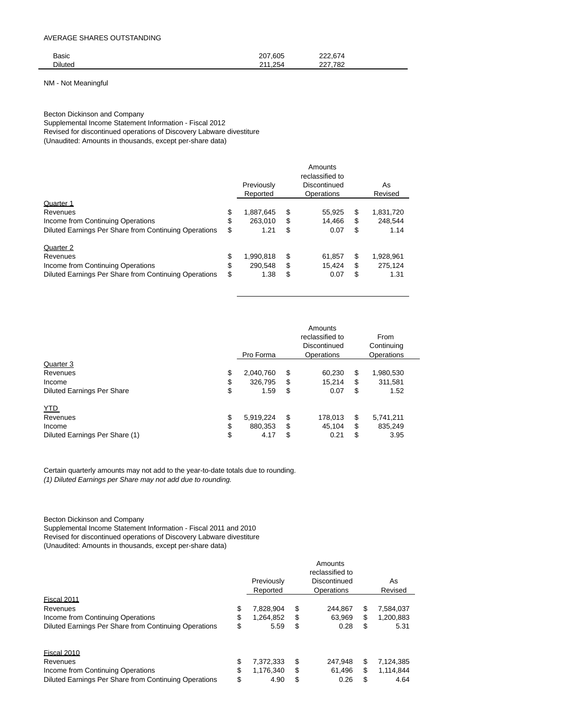AVERAGE SHARES OUTSTANDING

| | | |
|---|---|---|
| Basic | 207,605 | 222,674 |
| Diluted | 211,254 | 227,782 |

NM - Not Meaningful

Becton Dickinson and Company
Supplemental Income Statement Information - Fiscal 2012
Revised for discontinued operations of Discovery Labware divestiture
(Unaudited: Amounts in thousands, except per-share data)

| | Previously Reported | Amounts reclassified to Discontinued Operations | As Revised |
|---|---|---|---|
| Quarter 1 | | | |
| Revenues | $ 1,887,645 | $ 55,925 | $ 1,831,720 |
| Income from Continuing Operations | $ 263,010 | $ 14,466 | $ 248,544 |
| Diluted Earnings Per Share from Continuing Operations | $ 1.21 | $ 0.07 | $ 1.14 |
| Quarter 2 | | | |
| Revenues | $ 1,990,818 | $ 61,857 | $ 1,928,961 |
| Income from Continuing Operations | $ 290,548 | $ 15,424 | $ 275,124 |
| Diluted Earnings Per Share from Continuing Operations | $ 1.38 | $ 0.07 | $ 1.31 |

| | Pro Forma | Amounts reclassified to Discontinued Operations | From Continuing Operations |
|---|---|---|---|
| Quarter 3 | | | |
| Revenues | $ 2,040,760 | $ 60,230 | $ 1,980,530 |
| Income | $ 326,795 | $ 15,214 | $ 311,581 |
| Diluted Earnings Per Share | $ 1.59 | $ 0.07 | $ 1.52 |
| YTD | | | |
| Revenues | $ 5,919,224 | $ 178,013 | $ 5,741,211 |
| Income | $ 880,353 | $ 45,104 | $ 835,249 |
| Diluted Earnings Per Share (1) | $ 4.17 | $ 0.21 | $ 3.95 |

Certain quarterly amounts may not add to the year-to-date totals due to rounding.
*(1) Diluted Earnings per Share may not add due to rounding.*

Becton Dickinson and Company
Supplemental Income Statement Information - Fiscal 2011 and 2010
Revised for discontinued operations of Discovery Labware divestiture
(Unaudited: Amounts in thousands, except per-share data)

| | Previously Reported | Amounts reclassified to Discontinued Operations | As Revised |
|---|---|---|---|
| Fiscal 2011 | | | |
| Revenues | $ 7,828,904 | $ 244,867 | $ 7,584,037 |
| Income from Continuing Operations | $ 1,264,852 | $ 63,969 | $ 1,200,883 |
| Diluted Earnings Per Share from Continuing Operations | $ 5.59 | $ 0.28 | $ 5.31 |
| Fiscal 2010 | | | |
| Revenues | $ 7,372,333 | $ 247,948 | $ 7,124,385 |
| Income from Continuing Operations | $ 1,176,340 | $ 61,496 | $ 1,114,844 |
| Diluted Earnings Per Share from Continuing Operations | $ 4.90 | $ 0.26 | $ 4.64 |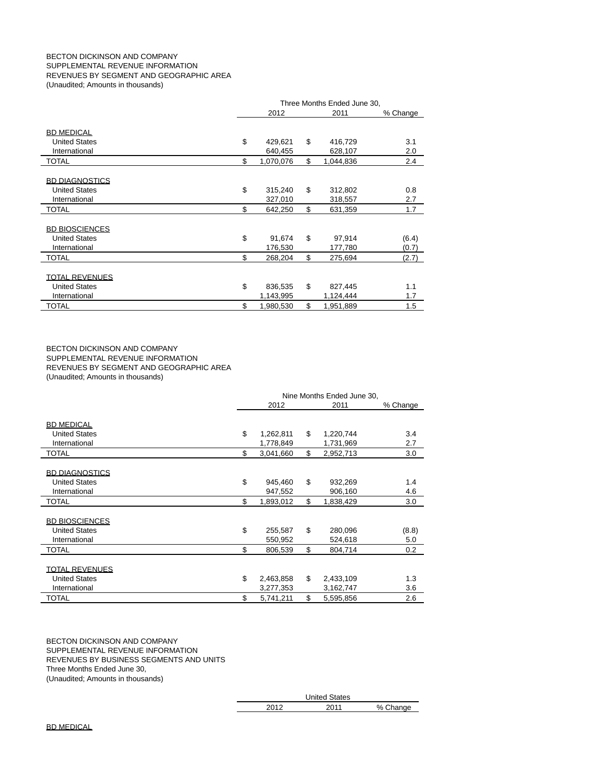BECTON DICKINSON AND COMPANY
SUPPLEMENTAL REVENUE INFORMATION
REVENUES BY SEGMENT AND GEOGRAPHIC AREA
(Unaudited; Amounts in thousands)

| | Three Months Ended June 30, | | |
|---|---|---|---|
| | 2012 | 2011 | % Change |
| BD MEDICAL | | | |
| United States | $ 429,621 | $ 416,729 | 3.1 |
| International | 640,455 | 628,107 | 2.0 |
| TOTAL | $ 1,070,076 | $ 1,044,836 | 2.4 |
| BD DIAGNOSTICS | | | |
| United States | $ 315,240 | $ 312,802 | 0.8 |
| International | 327,010 | 318,557 | 2.7 |
| TOTAL | $ 642,250 | $ 631,359 | 1.7 |
| BD BIOSCIENCES | | | |
| United States | $ 91,674 | $ 97,914 | (6.4) |
| International | 176,530 | 177,780 | (0.7) |
| TOTAL | $ 268,204 | $ 275,694 | (2.7) |
| TOTAL REVENUES | | | |
| United States | $ 836,535 | $ 827,445 | 1.1 |
| International | 1,143,995 | 1,124,444 | 1.7 |
| TOTAL | $ 1,980,530 | $ 1,951,889 | 1.5 |

BECTON DICKINSON AND COMPANY
SUPPLEMENTAL REVENUE INFORMATION
REVENUES BY SEGMENT AND GEOGRAPHIC AREA
(Unaudited; Amounts in thousands)

| | Nine Months Ended June 30, | | |
|---|---|---|---|
| | 2012 | 2011 | % Change |
| BD MEDICAL | | | |
| United States | $ 1,262,811 | $ 1,220,744 | 3.4 |
| International | 1,778,849 | 1,731,969 | 2.7 |
| TOTAL | $ 3,041,660 | $ 2,952,713 | 3.0 |
| BD DIAGNOSTICS | | | |
| United States | $ 945,460 | $ 932,269 | 1.4 |
| International | 947,552 | 906,160 | 4.6 |
| TOTAL | $ 1,893,012 | $ 1,838,429 | 3.0 |
| BD BIOSCIENCES | | | |
| United States | $ 255,587 | $ 280,096 | (8.8) |
| International | 550,952 | 524,618 | 5.0 |
| TOTAL | $ 806,539 | $ 804,714 | 0.2 |
| TOTAL REVENUES | | | |
| United States | $ 2,463,858 | $ 2,433,109 | 1.3 |
| International | 3,277,353 | 3,162,747 | 3.6 |
| TOTAL | $ 5,741,211 | $ 5,595,856 | 2.6 |

BECTON DICKINSON AND COMPANY
SUPPLEMENTAL REVENUE INFORMATION
REVENUES BY BUSINESS SEGMENTS AND UNITS
Three Months Ended June 30,
(Unaudited; Amounts in thousands)

| | United States | | |
|---|---|---|---|
| | 2012 | 2011 | % Change |
| BD MEDICAL | | | |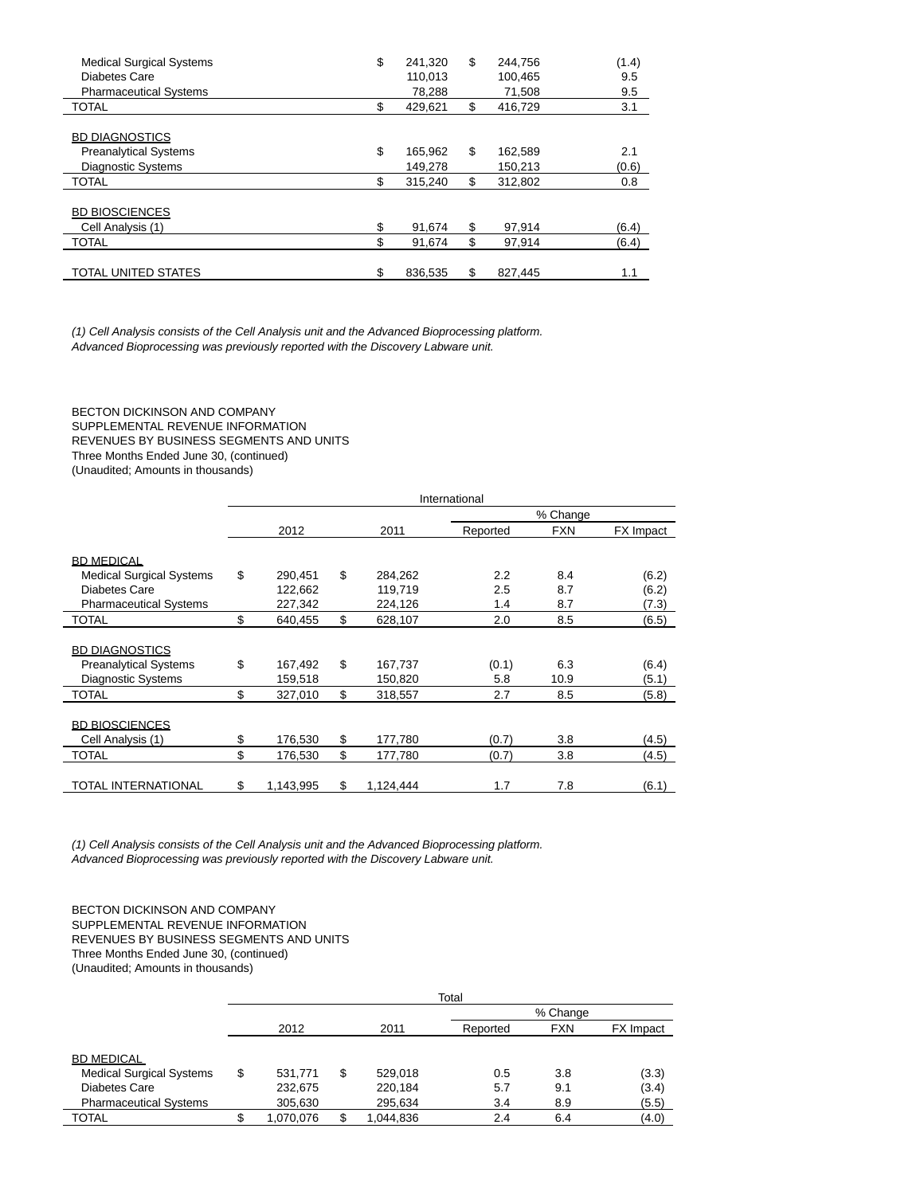| | 2012 | 2011 | % Change |
|---|---|---|---|
| Medical Surgical Systems | $ 241,320 | $ 244,756 | (1.4) |
| Diabetes Care | 110,013 | 100,465 | 9.5 |
| Pharmaceutical Systems | 78,288 | 71,508 | 9.5 |
| TOTAL | $ 429,621 | $ 416,729 | 3.1 |
| | | | |
| BD DIAGNOSTICS | | | |
| Preanalytical Systems | $ 165,962 | $ 162,589 | 2.1 |
| Diagnostic Systems | 149,278 | 150,213 | (0.6) |
| TOTAL | $ 315,240 | $ 312,802 | 0.8 |
| | | | |
| BD BIOSCIENCES | | | |
| Cell Analysis (1) | $ 91,674 | $ 97,914 | (6.4) |
| TOTAL | $ 91,674 | $ 97,914 | (6.4) |
| | | | |
| TOTAL UNITED STATES | $ 836,535 | $ 827,445 | 1.1 |

*(1) Cell Analysis consists of the Cell Analysis unit and the Advanced Bioprocessing platform. Advanced Bioprocessing was previously reported with the Discovery Labware unit.*

BECTON DICKINSON AND COMPANY
SUPPLEMENTAL REVENUE INFORMATION
REVENUES BY BUSINESS SEGMENTS AND UNITS
Three Months Ended June 30, (continued)
(Unaudited; Amounts in thousands)

| | International | | | | |
|---|---|---|---|---|---|
| | | | % Change | | |
| | 2012 | 2011 | Reported | FXN | FX Impact |
| BD MEDICAL | | | | | |
| Medical Surgical Systems | $ 290,451 | $ 284,262 | 2.2 | 8.4 | (6.2) |
| Diabetes Care | 122,662 | 119,719 | 2.5 | 8.7 | (6.2) |
| Pharmaceutical Systems | 227,342 | 224,126 | 1.4 | 8.7 | (7.3) |
| TOTAL | $ 640,455 | $ 628,107 | 2.0 | 8.5 | (6.5) |
| | | | | | |
| BD DIAGNOSTICS | | | | | |
| Preanalytical Systems | $ 167,492 | $ 167,737 | (0.1) | 6.3 | (6.4) |
| Diagnostic Systems | 159,518 | 150,820 | 5.8 | 10.9 | (5.1) |
| TOTAL | $ 327,010 | $ 318,557 | 2.7 | 8.5 | (5.8) |
| | | | | | |
| BD BIOSCIENCES | | | | | |
| Cell Analysis (1) | $ 176,530 | $ 177,780 | (0.7) | 3.8 | (4.5) |
| TOTAL | $ 176,530 | $ 177,780 | (0.7) | 3.8 | (4.5) |
| | | | | | |
| TOTAL INTERNATIONAL | $ 1,143,995 | $ 1,124,444 | 1.7 | 7.8 | (6.1) |

*(1) Cell Analysis consists of the Cell Analysis unit and the Advanced Bioprocessing platform. Advanced Bioprocessing was previously reported with the Discovery Labware unit.*

BECTON DICKINSON AND COMPANY
SUPPLEMENTAL REVENUE INFORMATION
REVENUES BY BUSINESS SEGMENTS AND UNITS
Three Months Ended June 30, (continued)
(Unaudited; Amounts in thousands)

| | Total | | | | |
|---|---|---|---|---|---|
| | | | % Change | | |
| | 2012 | 2011 | Reported | FXN | FX Impact |
| BD MEDICAL | | | | | |
| Medical Surgical Systems | $ 531,771 | $ 529,018 | 0.5 | 3.8 | (3.3) |
| Diabetes Care | 232,675 | 220,184 | 5.7 | 9.1 | (3.4) |
| Pharmaceutical Systems | 305,630 | 295,634 | 3.4 | 8.9 | (5.5) |
| TOTAL | $ 1,070,076 | $ 1,044,836 | 2.4 | 6.4 | (4.0) |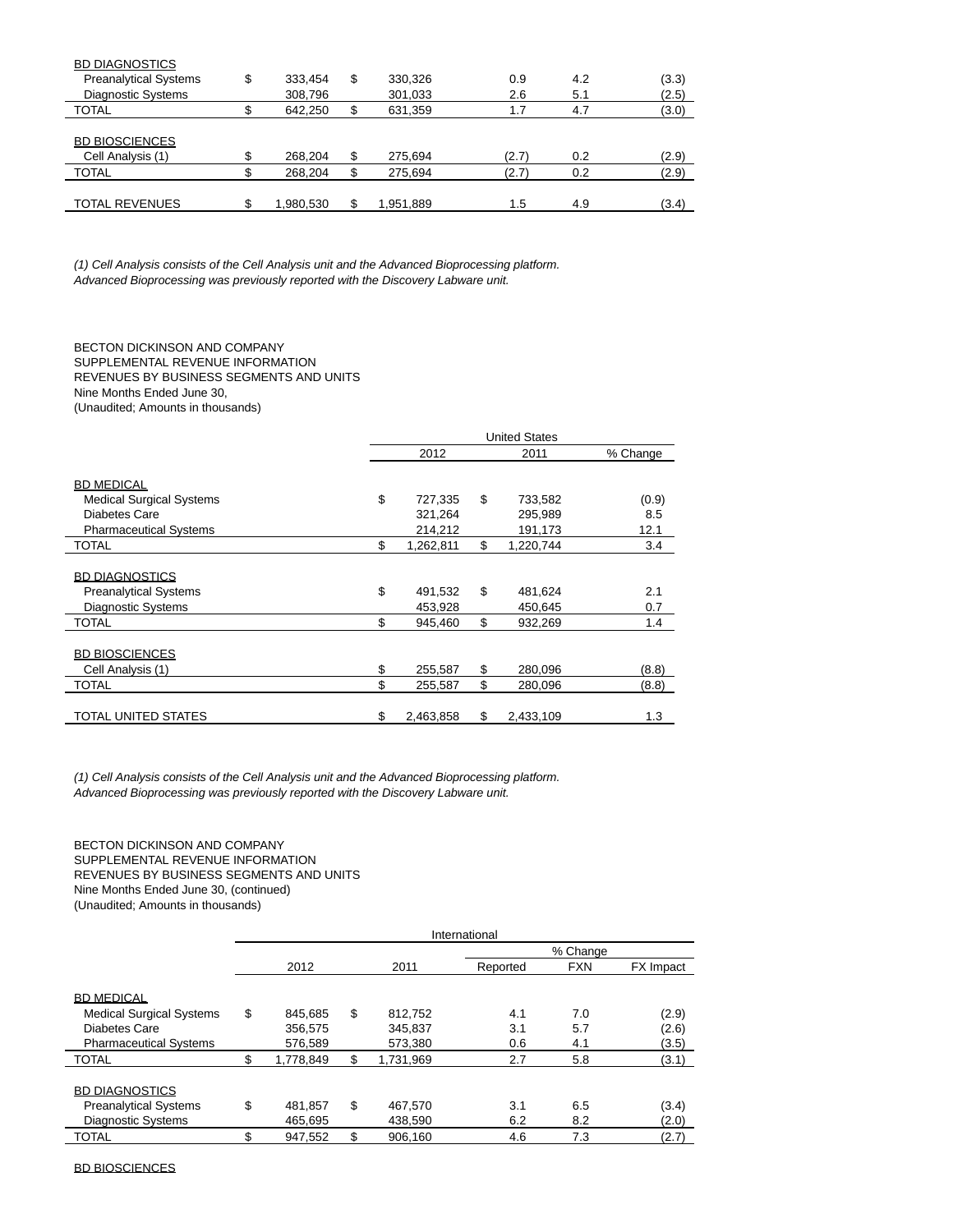| | 2012 | 2011 | Reported | FXN | FX Impact |
|---|---|---|---|---|---|
| BD DIAGNOSTICS | | | | | |
| Preanalytical Systems | $ 333,454 | $ 330,326 | 0.9 | 4.2 | (3.3) |
| Diagnostic Systems | 308,796 | 301,033 | 2.6 | 5.1 | (2.5) |
| TOTAL | $ 642,250 | $ 631,359 | 1.7 | 4.7 | (3.0) |
| | | | | | |
| BD BIOSCIENCES | | | | | |
| Cell Analysis (1) | $ 268,204 | $ 275,694 | (2.7) | 0.2 | (2.9) |
| TOTAL | $ 268,204 | $ 275,694 | (2.7) | 0.2 | (2.9) |
| | | | | | |
| TOTAL REVENUES | $ 1,980,530 | $ 1,951,889 | 1.5 | 4.9 | (3.4) |

*(1) Cell Analysis consists of the Cell Analysis unit and the Advanced Bioprocessing platform. Advanced Bioprocessing was previously reported with the Discovery Labware unit.*

BECTON DICKINSON AND COMPANY
SUPPLEMENTAL REVENUE INFORMATION
REVENUES BY BUSINESS SEGMENTS AND UNITS
Nine Months Ended June 30,
(Unaudited; Amounts in thousands)

| | United States | | |
|---|---|---|---|
| | 2012 | 2011 | % Change |
| BD MEDICAL | | | |
| Medical Surgical Systems | $ 727,335 | $ 733,582 | (0.9) |
| Diabetes Care | 321,264 | 295,989 | 8.5 |
| Pharmaceutical Systems | 214,212 | 191,173 | 12.1 |
| TOTAL | $ 1,262,811 | $ 1,220,744 | 3.4 |
| | | | |
| BD DIAGNOSTICS | | | |
| Preanalytical Systems | $ 491,532 | $ 481,624 | 2.1 |
| Diagnostic Systems | 453,928 | 450,645 | 0.7 |
| TOTAL | $ 945,460 | $ 932,269 | 1.4 |
| | | | |
| BD BIOSCIENCES | | | |
| Cell Analysis (1) | $ 255,587 | $ 280,096 | (8.8) |
| TOTAL | $ 255,587 | $ 280,096 | (8.8) |
| | | | |
| TOTAL UNITED STATES | $ 2,463,858 | $ 2,433,109 | 1.3 |

*(1) Cell Analysis consists of the Cell Analysis unit and the Advanced Bioprocessing platform. Advanced Bioprocessing was previously reported with the Discovery Labware unit.*

BECTON DICKINSON AND COMPANY
SUPPLEMENTAL REVENUE INFORMATION
REVENUES BY BUSINESS SEGMENTS AND UNITS
Nine Months Ended June 30, (continued)
(Unaudited; Amounts in thousands)

| | International | | | | |
|---|---|---|---|---|---|
| | | | % Change | | |
| | 2012 | 2011 | Reported | FXN | FX Impact |
| BD MEDICAL | | | | | |
| Medical Surgical Systems | $ 845,685 | $ 812,752 | 4.1 | 7.0 | (2.9) |
| Diabetes Care | 356,575 | 345,837 | 3.1 | 5.7 | (2.6) |
| Pharmaceutical Systems | 576,589 | 573,380 | 0.6 | 4.1 | (3.5) |
| TOTAL | $ 1,778,849 | $ 1,731,969 | 2.7 | 5.8 | (3.1) |
| | | | | | |
| BD DIAGNOSTICS | | | | | |
| Preanalytical Systems | $ 481,857 | $ 467,570 | 3.1 | 6.5 | (3.4) |
| Diagnostic Systems | 465,695 | 438,590 | 6.2 | 8.2 | (2.0) |
| TOTAL | $ 947,552 | $ 906,160 | 4.6 | 7.3 | (2.7) |
| | | | | | |
| BD BIOSCIENCES | | | | | |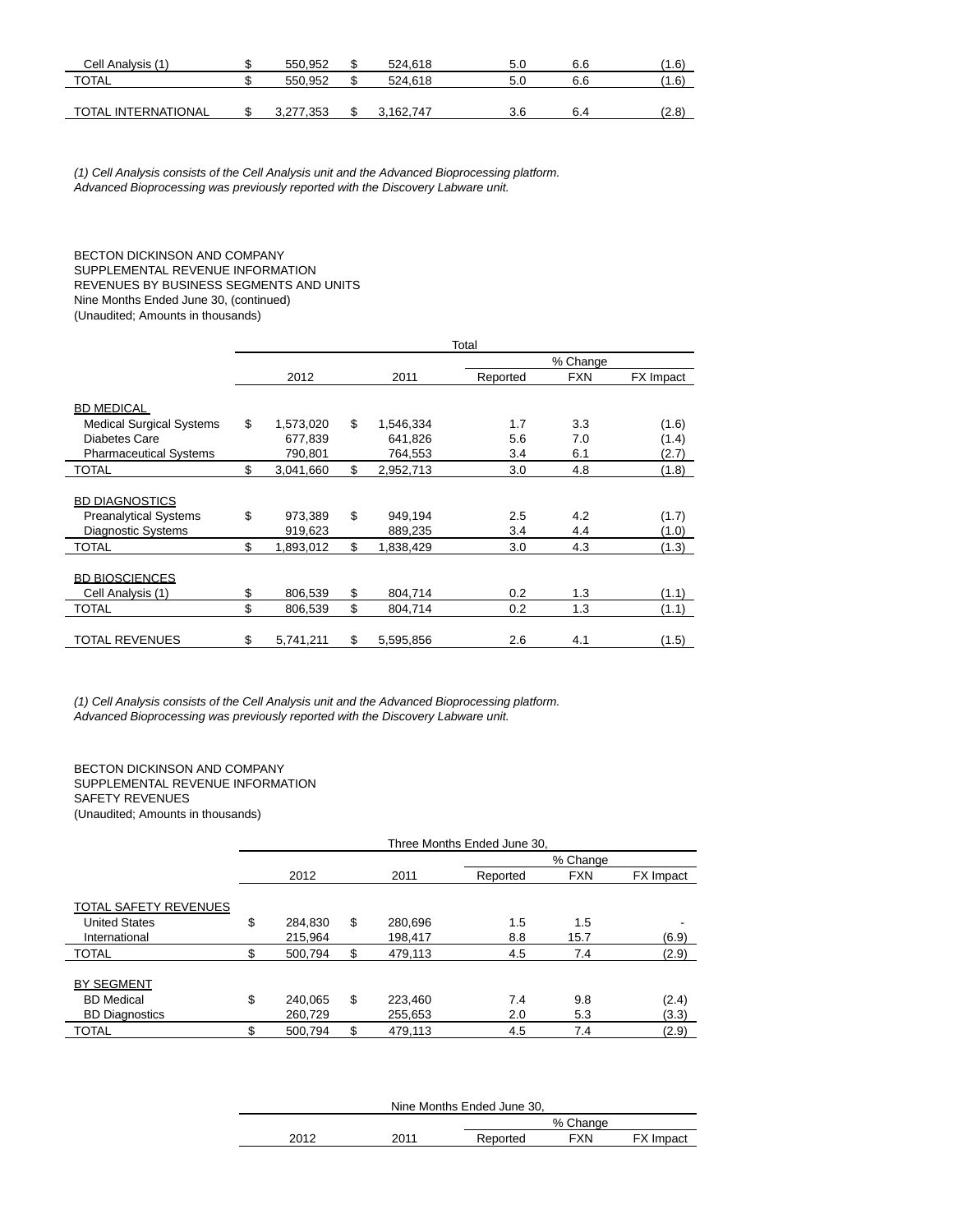| | | 2012 | | 2011 | Reported | FXN | FX Impact |
|---|---|---|---|---|---|---|---|
| Cell Analysis (1) | $ | 550,952 | $ | 524,618 | 5.0 | 6.6 | (1.6) |
| TOTAL | $ | 550,952 | $ | 524,618 | 5.0 | 6.6 | (1.6) |
| | | | | | | | |
| TOTAL INTERNATIONAL | $ | 3,277,353 | $ | 3,162,747 | 3.6 | 6.4 | (2.8) |

*(1) Cell Analysis consists of the Cell Analysis unit and the Advanced Bioprocessing platform. Advanced Bioprocessing was previously reported with the Discovery Labware unit.*

BECTON DICKINSON AND COMPANY
SUPPLEMENTAL REVENUE INFORMATION
REVENUES BY BUSINESS SEGMENTS AND UNITS
Nine Months Ended June 30, (continued)
(Unaudited; Amounts in thousands)

| | Total | | | | | | |
|---|---|---|---|---|---|---|---|
| | | | | | % Change | | |
| | | 2012 | | 2011 | Reported | FXN | FX Impact |
| BD MEDICAL | | | | | | | |
| Medical Surgical Systems | $ | 1,573,020 | $ | 1,546,334 | 1.7 | 3.3 | (1.6) |
| Diabetes Care | | 677,839 | | 641,826 | 5.6 | 7.0 | (1.4) |
| Pharmaceutical Systems | | 790,801 | | 764,553 | 3.4 | 6.1 | (2.7) |
| TOTAL | $ | 3,041,660 | $ | 2,952,713 | 3.0 | 4.8 | (1.8) |
| | | | | | | | |
| BD DIAGNOSTICS | | | | | | | |
| Preanalytical Systems | $ | 973,389 | $ | 949,194 | 2.5 | 4.2 | (1.7) |
| Diagnostic Systems | | 919,623 | | 889,235 | 3.4 | 4.4 | (1.0) |
| TOTAL | $ | 1,893,012 | $ | 1,838,429 | 3.0 | 4.3 | (1.3) |
| | | | | | | | |
| BD BIOSCIENCES | | | | | | | |
| Cell Analysis (1) | $ | 806,539 | $ | 804,714 | 0.2 | 1.3 | (1.1) |
| TOTAL | $ | 806,539 | $ | 804,714 | 0.2 | 1.3 | (1.1) |
| | | | | | | | |
| TOTAL REVENUES | $ | 5,741,211 | $ | 5,595,856 | 2.6 | 4.1 | (1.5) |

*(1) Cell Analysis consists of the Cell Analysis unit and the Advanced Bioprocessing platform. Advanced Bioprocessing was previously reported with the Discovery Labware unit.*

BECTON DICKINSON AND COMPANY
SUPPLEMENTAL REVENUE INFORMATION
SAFETY REVENUES
(Unaudited; Amounts in thousands)

| | Three Months Ended June 30, | | | | | | |
|---|---|---|---|---|---|---|---|
| | | | | | % Change | | |
| | | 2012 | | 2011 | Reported | FXN | FX Impact |
| TOTAL SAFETY REVENUES | | | | | | | |
| United States | $ | 284,830 | $ | 280,696 | 1.5 | 1.5 | - |
| International | | 215,964 | | 198,417 | 8.8 | 15.7 | (6.9) |
| TOTAL | $ | 500,794 | $ | 479,113 | 4.5 | 7.4 | (2.9) |
| | | | | | | | |
| BY SEGMENT | | | | | | | |
| BD Medical | $ | 240,065 | $ | 223,460 | 7.4 | 9.8 | (2.4) |
| BD Diagnostics | | 260,729 | | 255,653 | 2.0 | 5.3 | (3.3) |
| TOTAL | $ | 500,794 | $ | 479,113 | 4.5 | 7.4 | (2.9) |

| Nine Months Ended June 30, | | | | |
|---|---|---|---|---|
| | | % Change | | |
| 2012 | 2011 | Reported | FXN | FX Impact |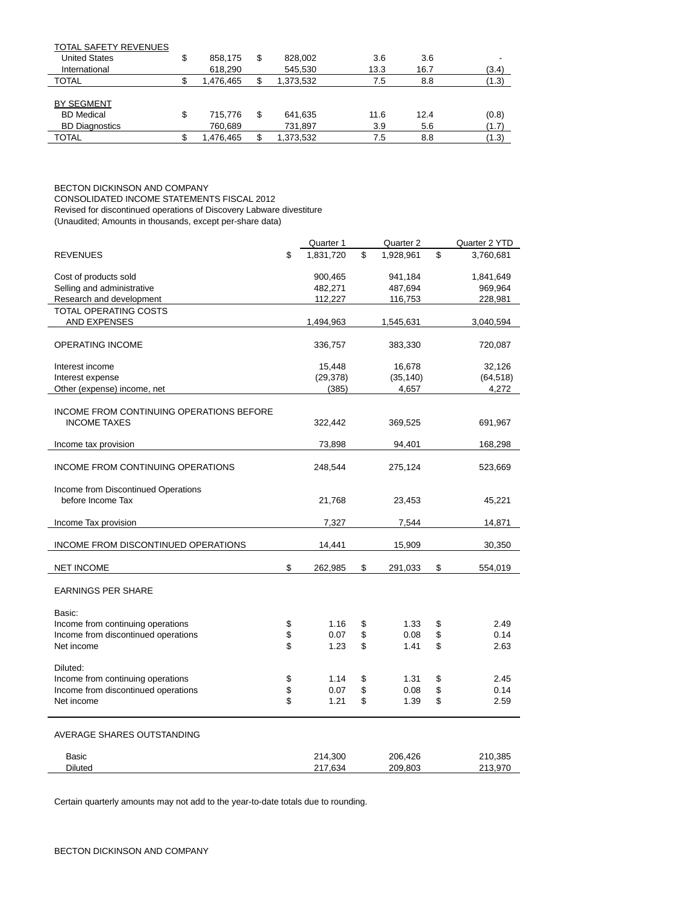| TOTAL SAFETY REVENUES | | | | | |
|---|---|---|---|---|---|
| United States | $ 858,175 | $ 828,002 | 3.6 | 3.6 | - |
| International | 618,290 | 545,530 | 13.3 | 16.7 | (3.4) |
| TOTAL | $ 1,476,465 | $ 1,373,532 | 7.5 | 8.8 | (1.3) |
| | | | | | |
| BY SEGMENT | | | | | |
| BD Medical | $ 715,776 | $ 641,635 | 11.6 | 12.4 | (0.8) |
| BD Diagnostics | 760,689 | 731,897 | 3.9 | 5.6 | (1.7) |
| TOTAL | $ 1,476,465 | $ 1,373,532 | 7.5 | 8.8 | (1.3) |

BECTON DICKINSON AND COMPANY
CONSOLIDATED INCOME STATEMENTS FISCAL 2012
Revised for discontinued operations of Discovery Labware divestiture
(Unaudited; Amounts in thousands, except per-share data)

| | Quarter 1 | Quarter 2 | Quarter 2 YTD |
|---|---|---|---|
| REVENUES | $ 1,831,720 | $ 1,928,961 | $ 3,760,681 |
| | | | |
| Cost of products sold | 900,465 | 941,184 | 1,841,649 |
| Selling and administrative | 482,271 | 487,694 | 969,964 |
| Research and development | 112,227 | 116,753 | 228,981 |
| TOTAL OPERATING COSTS AND EXPENSES | 1,494,963 | 1,545,631 | 3,040,594 |
| | | | |
| OPERATING INCOME | 336,757 | 383,330 | 720,087 |
| | | | |
| Interest income | 15,448 | 16,678 | 32,126 |
| Interest expense | (29,378) | (35,140) | (64,518) |
| Other (expense) income, net | (385) | 4,657 | 4,272 |
| | | | |
| INCOME FROM CONTINUING OPERATIONS BEFORE INCOME TAXES | 322,442 | 369,525 | 691,967 |
| | | | |
| Income tax provision | 73,898 | 94,401 | 168,298 |
| | | | |
| INCOME FROM CONTINUING OPERATIONS | 248,544 | 275,124 | 523,669 |
| | | | |
| Income from Discontinued Operations before Income Tax | 21,768 | 23,453 | 45,221 |
| | | | |
| Income Tax provision | 7,327 | 7,544 | 14,871 |
| | | | |
| INCOME FROM DISCONTINUED OPERATIONS | 14,441 | 15,909 | 30,350 |
| | | | |
| NET INCOME | $ 262,985 | $ 291,033 | $ 554,019 |
| | | | |
| EARNINGS PER SHARE | | | |
| | | | |
| Basic: | | | |
| Income from continuing operations | $ 1.16 | $ 1.33 | $ 2.49 |
| Income from discontinued operations | $ 0.07 | $ 0.08 | $ 0.14 |
| Net income | $ 1.23 | $ 1.41 | $ 2.63 |
| | | | |
| Diluted: | | | |
| Income from continuing operations | $ 1.14 | $ 1.31 | $ 2.45 |
| Income from discontinued operations | $ 0.07 | $ 0.08 | $ 0.14 |
| Net income | $ 1.21 | $ 1.39 | $ 2.59 |
| | | | |
| AVERAGE SHARES OUTSTANDING | | | |
| | | | |
| Basic | 214,300 | 206,426 | 210,385 |
| Diluted | 217,634 | 209,803 | 213,970 |

Certain quarterly amounts may not add to the year-to-date totals due to rounding.

BECTON DICKINSON AND COMPANY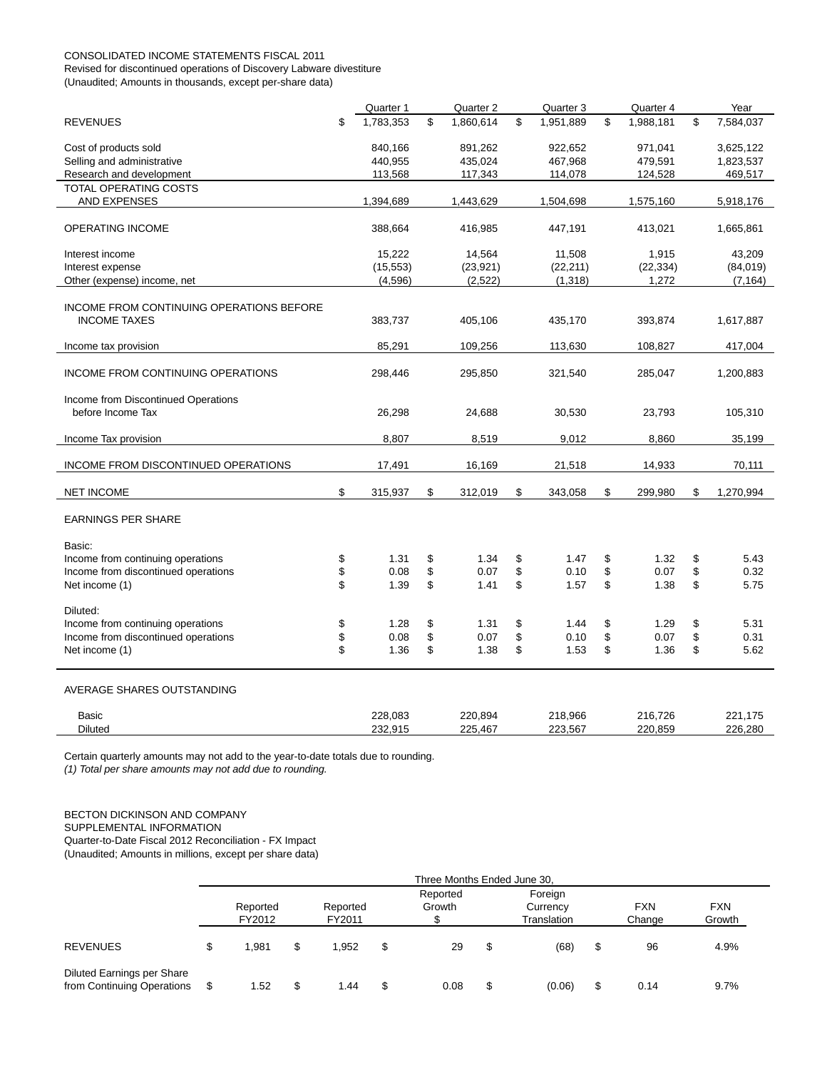CONSOLIDATED INCOME STATEMENTS FISCAL 2011
Revised for discontinued operations of Discovery Labware divestiture
(Unaudited; Amounts in thousands, except per-share data)

| | Quarter 1 | Quarter 2 | Quarter 3 | Quarter 4 | Year |
|---|---|---|---|---|---|
| REVENUES | $ 1,783,353 | $ 1,860,614 | $ 1,951,889 | $ 1,988,181 | $ 7,584,037 |
| Cost of products sold | 840,166 | 891,262 | 922,652 | 971,041 | 3,625,122 |
| Selling and administrative | 440,955 | 435,024 | 467,968 | 479,591 | 1,823,537 |
| Research and development | 113,568 | 117,343 | 114,078 | 124,528 | 469,517 |
| TOTAL OPERATING COSTS AND EXPENSES | 1,394,689 | 1,443,629 | 1,504,698 | 1,575,160 | 5,918,176 |
| OPERATING INCOME | 388,664 | 416,985 | 447,191 | 413,021 | 1,665,861 |
| Interest income | 15,222 | 14,564 | 11,508 | 1,915 | 43,209 |
| Interest expense | (15,553) | (23,921) | (22,211) | (22,334) | (84,019) |
| Other (expense) income, net | (4,596) | (2,522) | (1,318) | 1,272 | (7,164) |
| INCOME FROM CONTINUING OPERATIONS BEFORE INCOME TAXES | 383,737 | 405,106 | 435,170 | 393,874 | 1,617,887 |
| Income tax provision | 85,291 | 109,256 | 113,630 | 108,827 | 417,004 |
| INCOME FROM CONTINUING OPERATIONS | 298,446 | 295,850 | 321,540 | 285,047 | 1,200,883 |
| Income from Discontinued Operations before Income Tax | 26,298 | 24,688 | 30,530 | 23,793 | 105,310 |
| Income Tax provision | 8,807 | 8,519 | 9,012 | 8,860 | 35,199 |
| INCOME FROM DISCONTINUED OPERATIONS | 17,491 | 16,169 | 21,518 | 14,933 | 70,111 |
| NET INCOME | $ 315,937 | $ 312,019 | $ 343,058 | $ 299,980 | $ 1,270,994 |
| EARNINGS PER SHARE | | | | | |
| Basic: | | | | | |
| Income from continuing operations | $ 1.31 | $ 1.34 | $ 1.47 | $ 1.32 | $ 5.43 |
| Income from discontinued operations | $ 0.08 | $ 0.07 | $ 0.10 | $ 0.07 | $ 0.32 |
| Net income (1) | $ 1.39 | $ 1.41 | $ 1.57 | $ 1.38 | $ 5.75 |
| Diluted: | | | | | |
| Income from continuing operations | $ 1.28 | $ 1.31 | $ 1.44 | $ 1.29 | $ 5.31 |
| Income from discontinued operations | $ 0.08 | $ 0.07 | $ 0.10 | $ 0.07 | $ 0.31 |
| Net income (1) | $ 1.36 | $ 1.38 | $ 1.53 | $ 1.36 | $ 5.62 |
| AVERAGE SHARES OUTSTANDING | | | | | |
| Basic | 228,083 | 220,894 | 218,966 | 216,726 | 221,175 |
| Diluted | 232,915 | 225,467 | 223,567 | 220,859 | 226,280 |

Certain quarterly amounts may not add to the year-to-date totals due to rounding.
*(1) Total per share amounts may not add due to rounding.*

BECTON DICKINSON AND COMPANY
SUPPLEMENTAL INFORMATION
Quarter-to-Date Fiscal 2012 Reconciliation - FX Impact
(Unaudited; Amounts in millions, except per share data)

| | Three Months Ended June 30, | | | | | |
|---|---|---|---|---|---|---|
| | Reported FY2012 | Reported FY2011 | Reported Growth $ | Foreign Currency Translation | FXN Change | FXN Growth |
| REVENUES | $ 1,981 | $ 1,952 | $ 29 | $ (68) | $ 96 | 4.9% |
| Diluted Earnings per Share from Continuing Operations | $ 1.52 | $ 1.44 | $ 0.08 | $ (0.06) | $ 0.14 | 9.7% |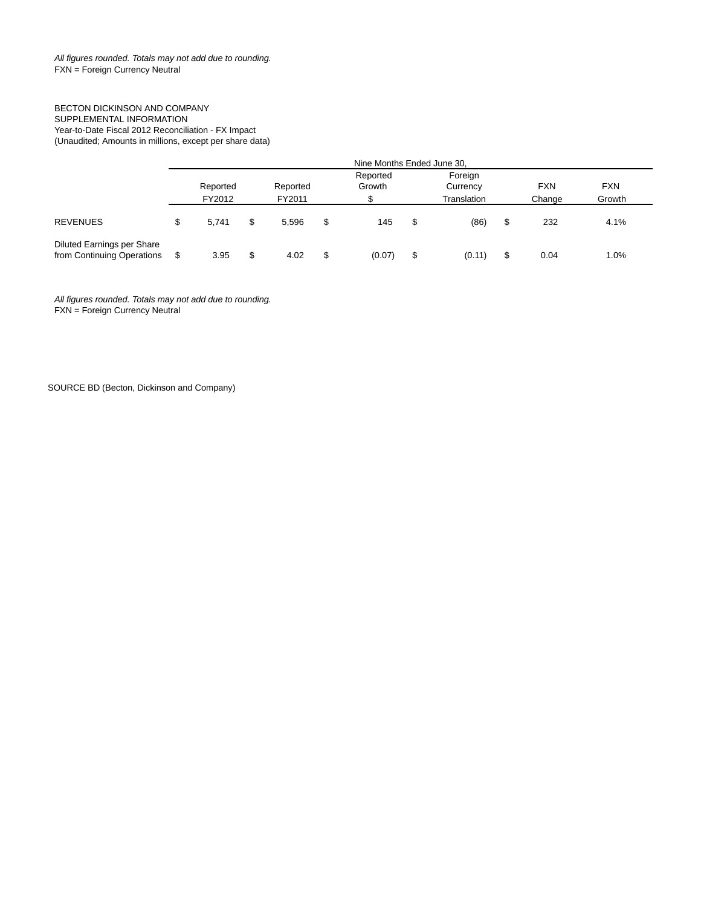*All figures rounded. Totals may not add due to rounding.*
FXN = Foreign Currency Neutral

BECTON DICKINSON AND COMPANY
SUPPLEMENTAL INFORMATION
Year-to-Date Fiscal 2012 Reconciliation - FX Impact
(Unaudited; Amounts in millions, except per share data)

| | Nine Months Ended June 30, | | | | | |
|---|---|---|---|---|---|---|
| | Reported FY2012 | Reported FY2011 | Reported Growth $ | Foreign Currency Translation | FXN Change | FXN Growth |
| REVENUES | $ 5,741 | $ 5,596 | $ 145 | $ (86) | $ 232 | 4.1% |
| Diluted Earnings per Share from Continuing Operations | $ 3.95 | $ 4.02 | $ (0.07) | $ (0.11) | $ 0.04 | 1.0% |

*All figures rounded. Totals may not add due to rounding.*
FXN = Foreign Currency Neutral

SOURCE BD (Becton, Dickinson and Company)